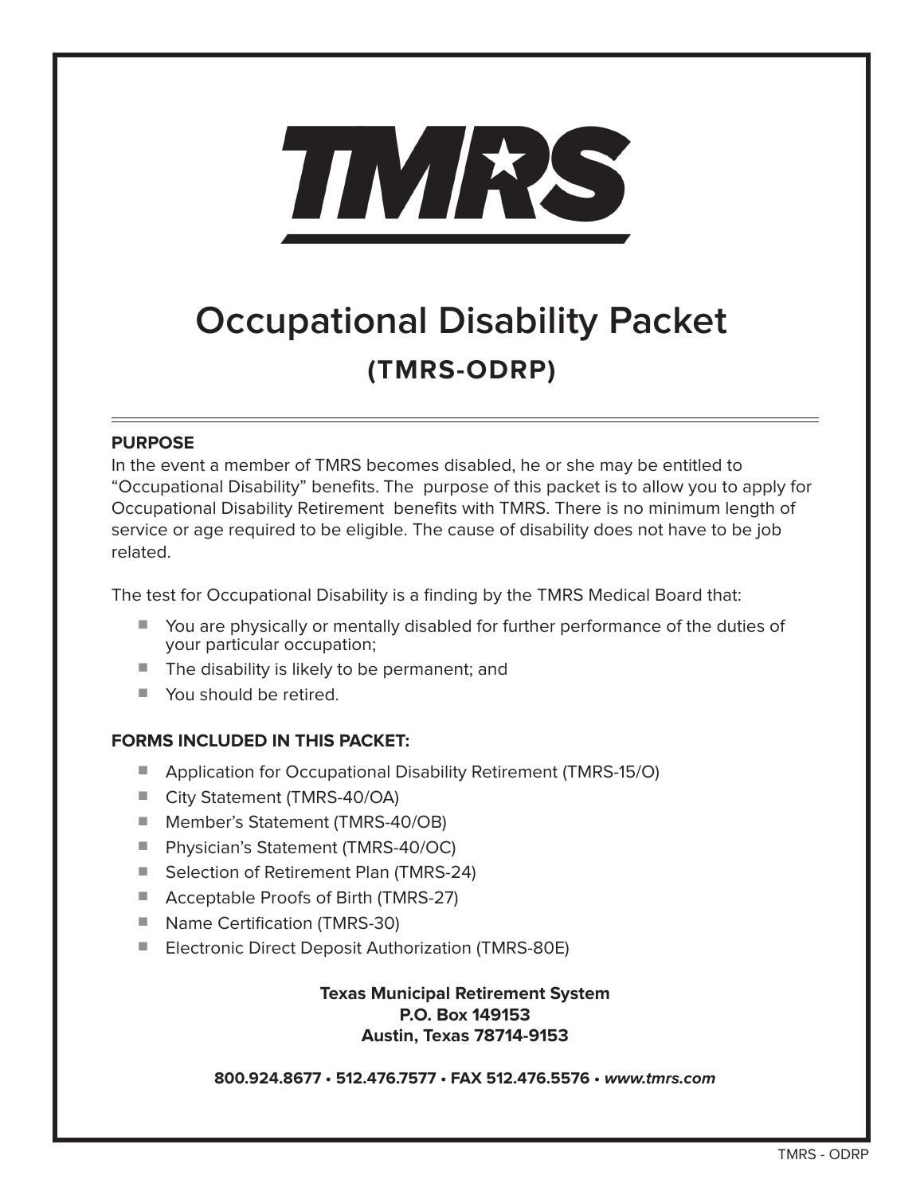# TMRS

# Occupational Disability Packet

## (TMRS-ODRP)

**PURPOSE**

In the event a member of TMRS becomes disabled, he or she may be entitled to "Occupational Disability" benefits. The purpose of this packet is to allow you to apply for Occupational Disability Retirement benefits with TMRS. There is no minimum length of service or age required to be eligible. The cause of disability does not have to be job related.

The test for Occupational Disability is a finding by the TMRS Medical Board that:

- You are physically or mentally disabled for further performance of the duties of your particular occupation;
- The disability is likely to be permanent; and
- You should be retired.

**FORMS INCLUDED IN THIS PACKET:**

- Application for Occupational Disability Retirement (TMRS-15/O)
- City Statement (TMRS-40/OA)
- Member's Statement (TMRS-40/OB)
- Physician's Statement (TMRS-40/OC)
- Selection of Retirement Plan (TMRS-24)
- Acceptable Proofs of Birth (TMRS-27)
- Name Certification (TMRS-30)
- Electronic Direct Deposit Authorization (TMRS-80E)

**Texas Municipal Retirement System**
**P.O. Box 149153**
**Austin, Texas 78714-9153**

**800.924.8677 • 512.476.7577 • FAX 512.476.5576 • *www.tmrs.com***

TMRS - ODRP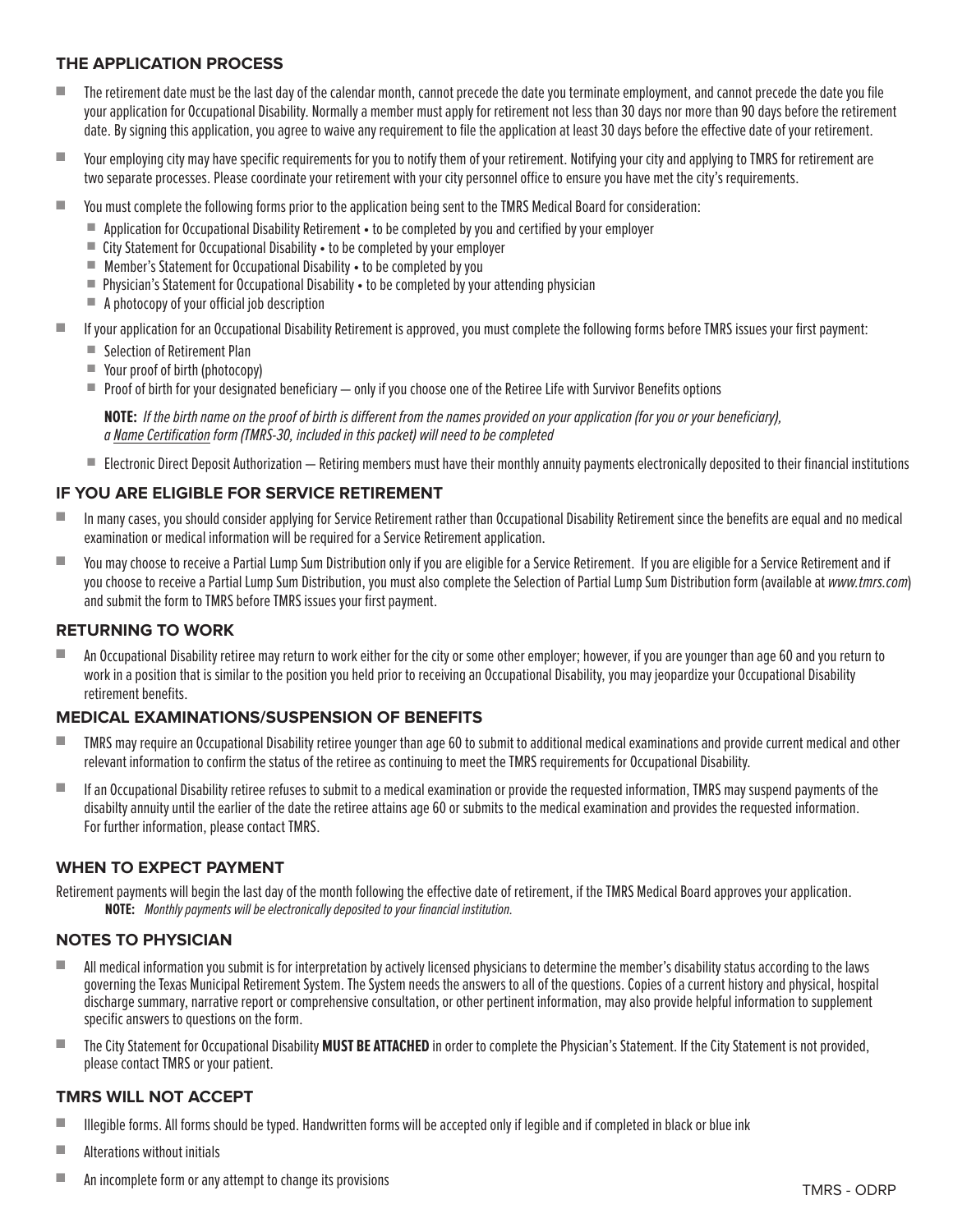## THE APPLICATION PROCESS

- The retirement date must be the last day of the calendar month, cannot precede the date you terminate employment, and cannot precede the date you file your application for Occupational Disability. Normally a member must apply for retirement not less than 30 days nor more than 90 days before the retirement date. By signing this application, you agree to waive any requirement to file the application at least 30 days before the effective date of your retirement.
- Your employing city may have specific requirements for you to notify them of your retirement. Notifying your city and applying to TMRS for retirement are two separate processes. Please coordinate your retirement with your city personnel office to ensure you have met the city's requirements.
- You must complete the following forms prior to the application being sent to the TMRS Medical Board for consideration:
  - Application for Occupational Disability Retirement • to be completed by you and certified by your employer
  - City Statement for Occupational Disability • to be completed by your employer
  - Member's Statement for Occupational Disability • to be completed by you
  - Physician's Statement for Occupational Disability • to be completed by your attending physician
  - A photocopy of your official job description
- If your application for an Occupational Disability Retirement is approved, you must complete the following forms before TMRS issues your first payment:
  - Selection of Retirement Plan
  - Your proof of birth (photocopy)
  - Proof of birth for your designated beneficiary — only if you choose one of the Retiree Life with Survivor Benefits options

    **NOTE:** *If the birth name on the proof of birth is different from the names provided on your application (for you or your beneficiary), a Name Certification form (TMRS-30, included in this packet) will need to be completed*

  - Electronic Direct Deposit Authorization — Retiring members must have their monthly annuity payments electronically deposited to their financial institutions

## IF YOU ARE ELIGIBLE FOR SERVICE RETIREMENT

- In many cases, you should consider applying for Service Retirement rather than Occupational Disability Retirement since the benefits are equal and no medical examination or medical information will be required for a Service Retirement application.
- You may choose to receive a Partial Lump Sum Distribution only if you are eligible for a Service Retirement. If you are eligible for a Service Retirement and if you choose to receive a Partial Lump Sum Distribution, you must also complete the Selection of Partial Lump Sum Distribution form (available at *www.tmrs.com*) and submit the form to TMRS before TMRS issues your first payment.

## RETURNING TO WORK

- An Occupational Disability retiree may return to work either for the city or some other employer; however, if you are younger than age 60 and you return to work in a position that is similar to the position you held prior to receiving an Occupational Disability, you may jeopardize your Occupational Disability retirement benefits.

## MEDICAL EXAMINATIONS/SUSPENSION OF BENEFITS

- TMRS may require an Occupational Disability retiree younger than age 60 to submit to additional medical examinations and provide current medical and other relevant information to confirm the status of the retiree as continuing to meet the TMRS requirements for Occupational Disability.
- If an Occupational Disability retiree refuses to submit to a medical examination or provide the requested information, TMRS may suspend payments of the disabilty annuity until the earlier of the date the retiree attains age 60 or submits to the medical examination and provides the requested information. For further information, please contact TMRS.

## WHEN TO EXPECT PAYMENT

Retirement payments will begin the last day of the month following the effective date of retirement, if the TMRS Medical Board approves your application.

**NOTE:** *Monthly payments will be electronically deposited to your financial institution.*

## NOTES TO PHYSICIAN

- All medical information you submit is for interpretation by actively licensed physicians to determine the member's disability status according to the laws governing the Texas Municipal Retirement System. The System needs the answers to all of the questions. Copies of a current history and physical, hospital discharge summary, narrative report or comprehensive consultation, or other pertinent information, may also provide helpful information to supplement specific answers to questions on the form.
- The City Statement for Occupational Disability **MUST BE ATTACHED** in order to complete the Physician's Statement. If the City Statement is not provided, please contact TMRS or your patient.

## TMRS WILL NOT ACCEPT

- Illegible forms. All forms should be typed. Handwritten forms will be accepted only if legible and if completed in black or blue ink
- Alterations without initials
- An incomplete form or any attempt to change its provisions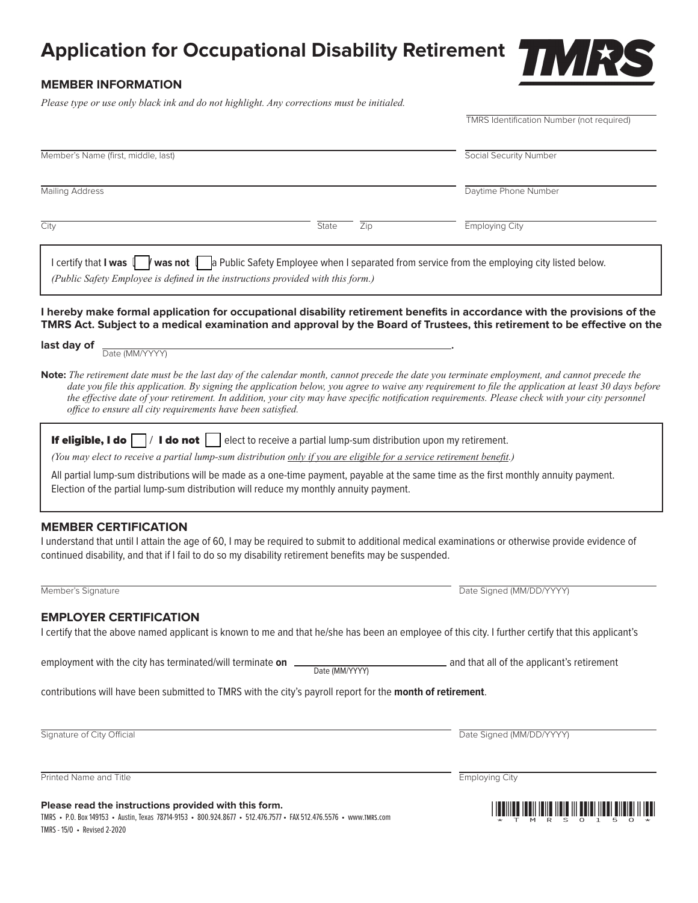# Application for Occupational Disability Retirement

TMRS

## MEMBER INFORMATION

*Please type or use only black ink and do not highlight. Any corrections must be initialized.*

TMRS Identification Number (not required)

Member's Name (first, middle, last) | Social Security Number

Mailing Address | Daytime Phone Number

City | State | Zip | Employing City

I certify that **I was** [ ] / **was not** [ ] a Public Safety Employee when I separated from service from the employing city listed below.
*(Public Safety Employee is defined in the instructions provided with this form.)*

**I hereby make formal application for occupational disability retirement benefits in accordance with the provisions of the TMRS Act. Subject to a medical examination and approval by the Board of Trustees, this retirement to be effective on the last day of** ______________________ .
Date (MM/YYYY)

**Note:** *The retirement date must be the last day of the calendar month, cannot precede the date you terminate employment, and cannot precede the date you file this application. By signing the application below, you agree to waive any requirement to file the application at least 30 days before the effective date of your retirement. In addition, your city may have specific notification requirements. Please check with your city personnel office to ensure all city requirements have been satisfied.*

**If eligible, I do** [ ] / **I do not** [ ] elect to receive a partial lump-sum distribution upon my retirement.
*(You may elect to receive a partial lump-sum distribution only if you are eligible for a service retirement benefit.)*

All partial lump-sum distributions will be made as a one-time payment, payable at the same time as the first monthly annuity payment. Election of the partial lump-sum distribution will reduce my monthly annuity payment.

## MEMBER CERTIFICATION

I understand that until I attain the age of 60, I may be required to submit to additional medical examinations or otherwise provide evidence of continued disability, and that if I fail to do so my disability retirement benefits may be suspended.

Member's Signature | Date Signed (MM/DD/YYYY)

## EMPLOYER CERTIFICATION

I certify that the above named applicant is known to me and that he/she has been an employee of this city. I further certify that this applicant's employment with the city has terminated/will terminate **on** ______________________ and that all of the applicant's retirement contributions will have been submitted to TMRS with the city's payroll report for the **month of retirement**.
Date (MM/YYYY)

Signature of City Official | Date Signed (MM/DD/YYYY)

Printed Name and Title | Employing City

**Please read the instructions provided with this form.**

TMRS • P.O. Box 149153 • Austin, Texas 78714-9153 • 800.924.8677 • 512.476.7577 • FAX 512.476.5576 • www.TMRS.com

TMRS - 15/O • Revised 2-2020

*TMRS0150*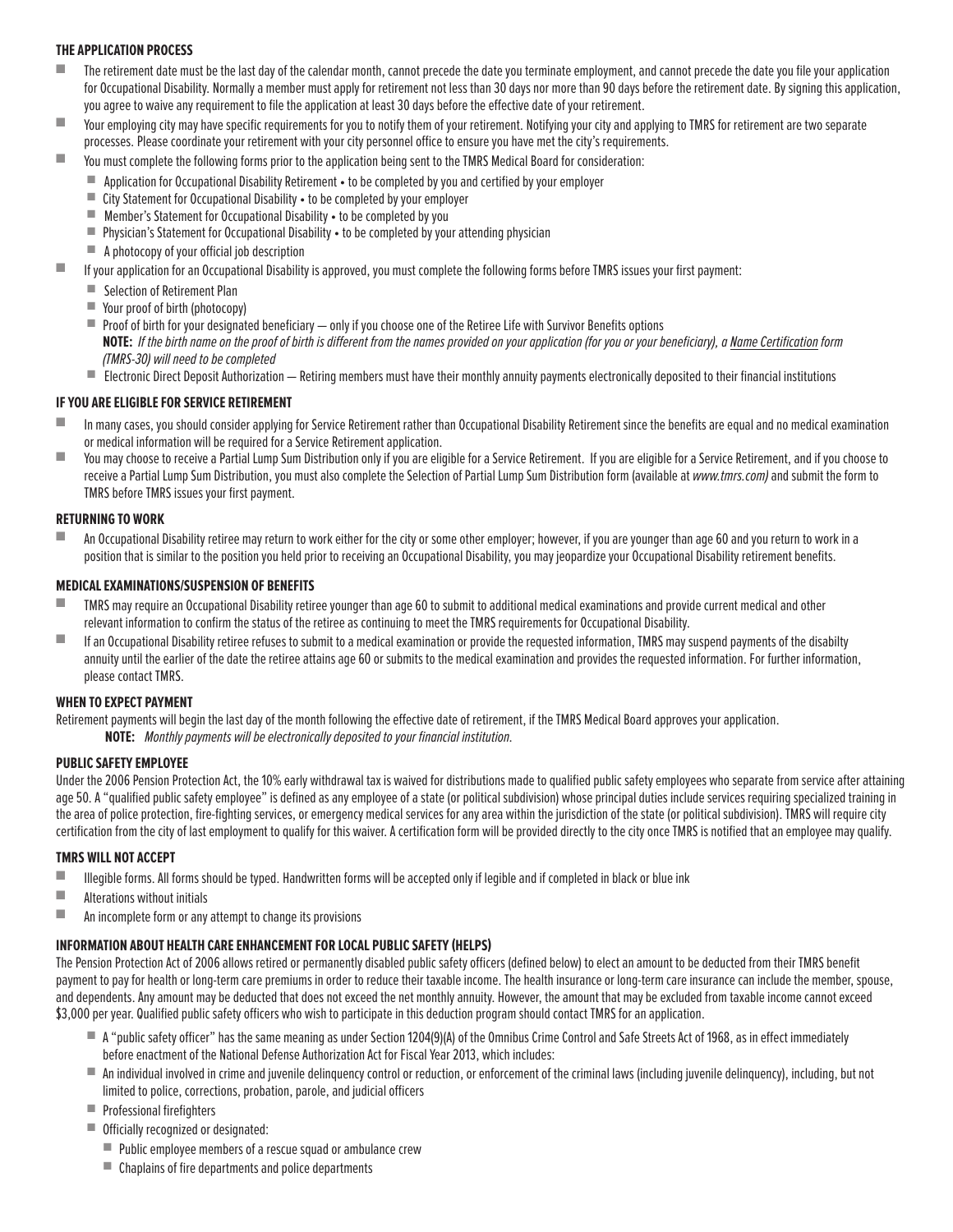## THE APPLICATION PROCESS

- The retirement date must be the last day of the calendar month, cannot precede the date you terminate employment, and cannot precede the date you file your application for Occupational Disability. Normally a member must apply for retirement not less than 30 days nor more than 90 days before the retirement date. By signing this application, you agree to waive any requirement to file the application at least 30 days before the effective date of your retirement.
- Your employing city may have specific requirements for you to notify them of your retirement. Notifying your city and applying to TMRS for retirement are two separate processes. Please coordinate your retirement with your city personnel office to ensure you have met the city's requirements.
- You must complete the following forms prior to the application being sent to the TMRS Medical Board for consideration:
  - Application for Occupational Disability Retirement • to be completed by you and certified by your employer
  - City Statement for Occupational Disability • to be completed by your employer
  - Member's Statement for Occupational Disability • to be completed by you
  - Physician's Statement for Occupational Disability • to be completed by your attending physician
  - A photocopy of your official job description
- If your application for an Occupational Disability is approved, you must complete the following forms before TMRS issues your first payment:
  - Selection of Retirement Plan
  - Your proof of birth (photocopy)
  - Proof of birth for your designated beneficiary — only if you choose one of the Retiree Life with Survivor Benefits options
    **NOTE:** *If the birth name on the proof of birth is different from the names provided on your application (for you or your beneficiary), a Name Certification form (TMRS-30) will need to be completed*
  - Electronic Direct Deposit Authorization — Retiring members must have their monthly annuity payments electronically deposited to their financial institutions

## IF YOU ARE ELIGIBLE FOR SERVICE RETIREMENT

- In many cases, you should consider applying for Service Retirement rather than Occupational Disability Retirement since the benefits are equal and no medical examination or medical information will be required for a Service Retirement application.
- You may choose to receive a Partial Lump Sum Distribution only if you are eligible for a Service Retirement. If you are eligible for a Service Retirement, and if you choose to receive a Partial Lump Sum Distribution, you must also complete the Selection of Partial Lump Sum Distribution form (available at *www.tmrs.com)* and submit the form to TMRS before TMRS issues your first payment.

## RETURNING TO WORK

- An Occupational Disability retiree may return to work either for the city or some other employer; however, if you are younger than age 60 and you return to work in a position that is similar to the position you held prior to receiving an Occupational Disability, you may jeopardize your Occupational Disability retirement benefits.

## MEDICAL EXAMINATIONS/SUSPENSION OF BENEFITS

- TMRS may require an Occupational Disability retiree younger than age 60 to submit to additional medical examinations and provide current medical and other relevant information to confirm the status of the retiree as continuing to meet the TMRS requirements for Occupational Disability.
- If an Occupational Disability retiree refuses to submit to a medical examination or provide the requested information, TMRS may suspend payments of the disabilty annuity until the earlier of the date the retiree attains age 60 or submits to the medical examination and provides the requested information. For further information, please contact TMRS.

## WHEN TO EXPECT PAYMENT

Retirement payments will begin the last day of the month following the effective date of retirement, if the TMRS Medical Board approves your application.

**NOTE:** *Monthly payments will be electronically deposited to your financial institution.*

## PUBLIC SAFETY EMPLOYEE

Under the 2006 Pension Protection Act, the 10% early withdrawal tax is waived for distributions made to qualified public safety employees who separate from service after attaining age 50. A "qualified public safety employee" is defined as any employee of a state (or political subdivision) whose principal duties include services requiring specialized training in the area of police protection, fire-fighting services, or emergency medical services for any area within the jurisdiction of the state (or political subdivision). TMRS will require city certification from the city of last employment to qualify for this waiver. A certification form will be provided directly to the city once TMRS is notified that an employee may qualify.

## TMRS WILL NOT ACCEPT

- Illegible forms. All forms should be typed. Handwritten forms will be accepted only if legible and if completed in black or blue ink
- Alterations without initials
- An incomplete form or any attempt to change its provisions

## INFORMATION ABOUT HEALTH CARE ENHANCEMENT FOR LOCAL PUBLIC SAFETY (HELPS)

The Pension Protection Act of 2006 allows retired or permanently disabled public safety officers (defined below) to elect an amount to be deducted from their TMRS benefit payment to pay for health or long-term care premiums in order to reduce their taxable income. The health insurance or long-term care insurance can include the member, spouse, and dependents. Any amount may be deducted that does not exceed the net monthly annuity. However, the amount that may be excluded from taxable income cannot exceed $3,000 per year. Qualified public safety officers who wish to participate in this deduction program should contact TMRS for an application.

- A "public safety officer" has the same meaning as under Section 1204(9)(A) of the Omnibus Crime Control and Safe Streets Act of 1968, as in effect immediately before enactment of the National Defense Authorization Act for Fiscal Year 2013, which includes:
- An individual involved in crime and juvenile delinquency control or reduction, or enforcement of the criminal laws (including juvenile delinquency), including, but not limited to police, corrections, probation, parole, and judicial officers
- Professional firefighters
- Officially recognized or designated:
  - Public employee members of a rescue squad or ambulance crew
  - Chaplains of fire departments and police departments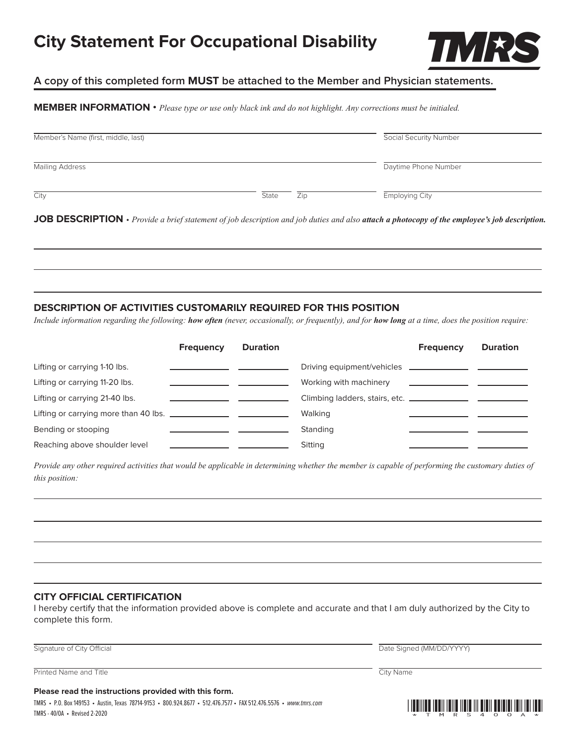# City Statement For Occupational Disability

TMRS

**A copy of this completed form MUST be attached to the Member and Physician statements.**

**MEMBER INFORMATION** • *Please type or use only black ink and do not highlight. Any corrections must be initialed.*

Member's Name (first, middle, last) ____________________ Social Security Number ____________________

Mailing Address ____________________ Daytime Phone Number ____________________

City ____________________ State ______ Zip ______ Employing City ____________________

**JOB DESCRIPTION** • *Provide a brief statement of job description and job duties and also* ***attach a photocopy of the employee's job description.***

______________________________________________________________________

______________________________________________________________________

______________________________________________________________________

## DESCRIPTION OF ACTIVITIES CUSTOMARILY REQUIRED FOR THIS POSITION

*Include information regarding the following:* ***how often*** *(never, occasionally, or frequently), and for* ***how long*** *at a time, does the position require:*

| | Frequency | Duration | | Frequency | Duration |
|---|---|---|---|---|---|
| Lifting or carrying 1-10 lbs. | | | Driving equipment/vehicles | | |
| Lifting or carrying 11-20 lbs. | | | Working with machinery | | |
| Lifting or carrying 21-40 lbs. | | | Climbing ladders, stairs, etc. | | |
| Lifting or carrying more than 40 lbs. | | | Walking | | |
| Bending or stooping | | | Standing | | |
| Reaching above shoulder level | | | Sitting | | |

*Provide any other required activities that would be applicable in determining whether the member is capable of performing the customary duties of this position:*

______________________________________________________________________

______________________________________________________________________

______________________________________________________________________

______________________________________________________________________

## CITY OFFICIAL CERTIFICATION

I hereby certify that the information provided above is complete and accurate and that I am duly authorized by the City to complete this form.

Signature of City Official ____________________ Date Signed (MM/DD/YYYY) ____________________

Printed Name and Title ____________________ City Name ____________________

**Please read the instructions provided with this form.**

TMRS • P.O. Box 149153 • Austin, Texas 78714-9153 • 800.924.8677 • 512.476.7577 • FAX 512.476.5576 • *www.tmrs.com*

TMRS - 40/OA • Revised 2-2020

*TMRS400A*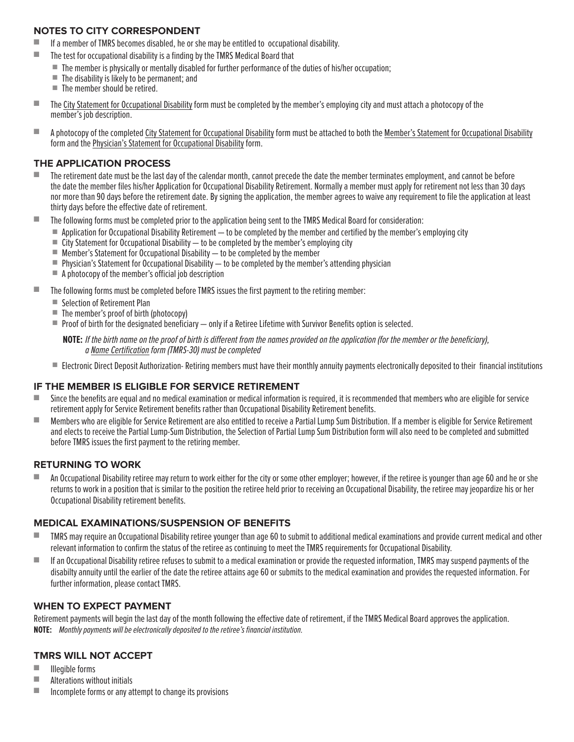## NOTES TO CITY CORRESPONDENT

- If a member of TMRS becomes disabled, he or she may be entitled to occupational disability.
- The test for occupational disability is a finding by the TMRS Medical Board that
  - The member is physically or mentally disabled for further performance of the duties of his/her occupation;
  - The disability is likely to be permanent; and
  - The member should be retired.
- The City Statement for Occupational Disability form must be completed by the member's employing city and must attach a photocopy of the member's job description.
- A photocopy of the completed City Statement for Occupational Disability form must be attached to both the Member's Statement for Occupational Disability form and the Physician's Statement for Occupational Disability form.

## THE APPLICATION PROCESS

- The retirement date must be the last day of the calendar month, cannot precede the date the member terminates employment, and cannot be before the date the member files his/her Application for Occupational Disability Retirement. Normally a member must apply for retirement not less than 30 days nor more than 90 days before the retirement date. By signing the application, the member agrees to waive any requirement to file the application at least thirty days before the effective date of retirement.
- The following forms must be completed prior to the application being sent to the TMRS Medical Board for consideration:
  - Application for Occupational Disability Retirement — to be completed by the member and certified by the member's employing city
  - City Statement for Occupational Disability — to be completed by the member's employing city
  - Member's Statement for Occupational Disability — to be completed by the member
  - Physician's Statement for Occupational Disability — to be completed by the member's attending physician
  - A photocopy of the member's official job description
- The following forms must be completed before TMRS issues the first payment to the retiring member:
  - Selection of Retirement Plan
  - The member's proof of birth (photocopy)
  - Proof of birth for the designated beneficiary — only if a Retiree Lifetime with Survivor Benefits option is selected.

    **NOTE:** *If the birth name on the proof of birth is different from the names provided on the application (for the member or the beneficiary), a Name Certification form (TMRS-30) must be completed*

  - Electronic Direct Deposit Authorization- Retiring members must have their monthly annuity payments electronically deposited to their financial institutions

## IF THE MEMBER IS ELIGIBLE FOR SERVICE RETIREMENT

- Since the benefits are equal and no medical examination or medical information is required, it is recommended that members who are eligible for service retirement apply for Service Retirement benefits rather than Occupational Disability Retirement benefits.
- Members who are eligible for Service Retirement are also entitled to receive a Partial Lump Sum Distribution. If a member is eligible for Service Retirement and elects to receive the Partial Lump-Sum Distribution, the Selection of Partial Lump Sum Distribution form will also need to be completed and submitted before TMRS issues the first payment to the retiring member.

## RETURNING TO WORK

- An Occupational Disability retiree may return to work either for the city or some other employer; however, if the retiree is younger than age 60 and he or she returns to work in a position that is similar to the position the retiree held prior to receiving an Occupational Disability, the retiree may jeopardize his or her Occupational Disability retirement benefits.

## MEDICAL EXAMINATIONS/SUSPENSION OF BENEFITS

- TMRS may require an Occupational Disability retiree younger than age 60 to submit to additional medical examinations and provide current medical and other relevant information to confirm the status of the retiree as continuing to meet the TMRS requirements for Occupational Disability.
- If an Occupational Disability retiree refuses to submit to a medical examination or provide the requested information, TMRS may suspend payments of the disabilty annuity until the earlier of the date the retiree attains age 60 or submits to the medical examination and provides the requested information. For further information, please contact TMRS.

## WHEN TO EXPECT PAYMENT

Retirement payments will begin the last day of the month following the effective date of retirement, if the TMRS Medical Board approves the application.

**NOTE:** *Monthly payments will be electronically deposited to the retiree's financial institution.*

## TMRS WILL NOT ACCEPT

- Illegible forms
- Alterations without initials
- Incomplete forms or any attempt to change its provisions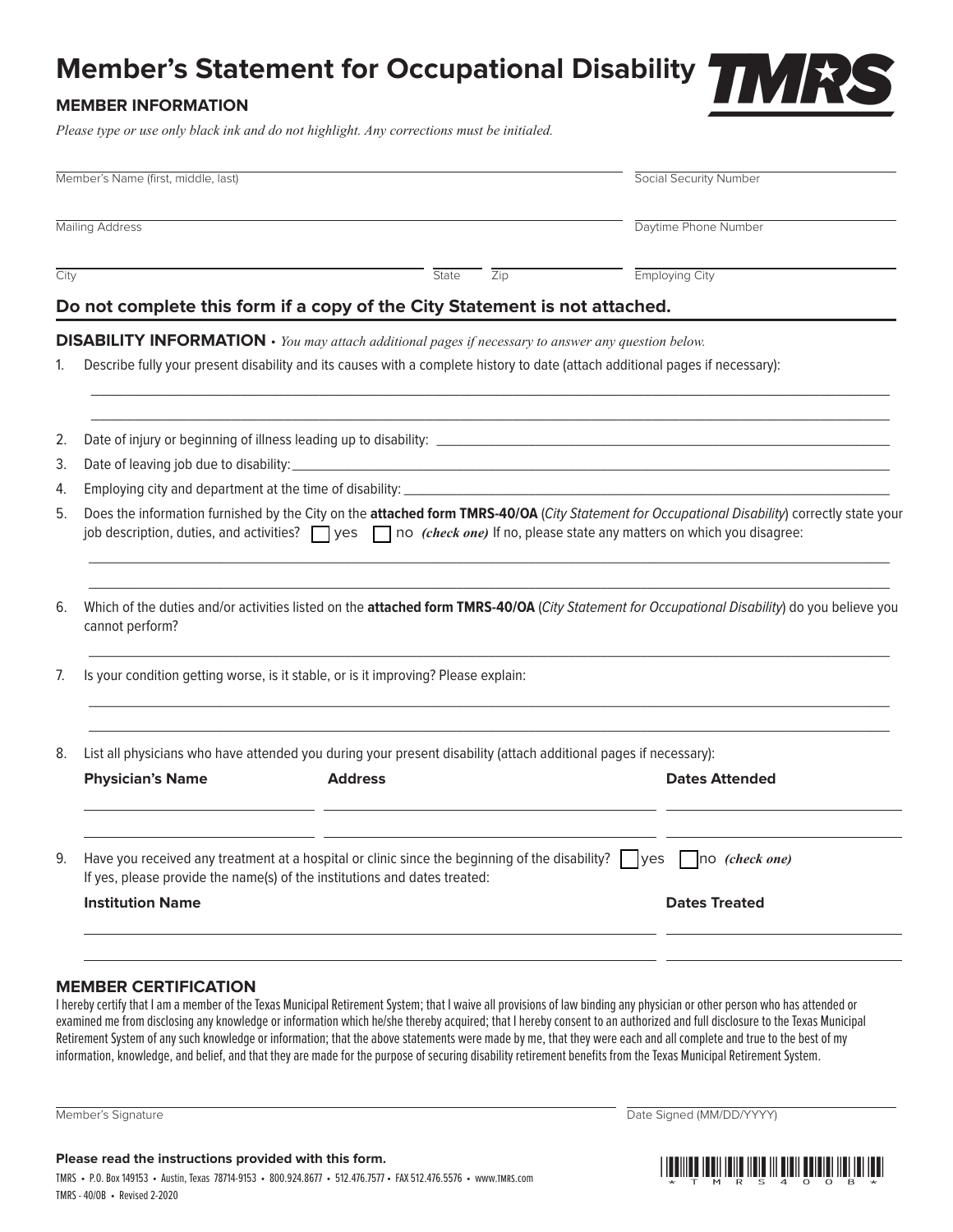# Member's Statement for Occupational Disability

TMRS

## MEMBER INFORMATION

*Please type or use only black ink and do not highlight. Any corrections must be initialized.*

Member's Name (first, middle, last) ______________________ Social Security Number ______________________

Mailing Address ______________________ Daytime Phone Number ______________________

City ______________ State ______ Zip ______ Employing City ______________________

## Do not complete this form if a copy of the City Statement is not attached.

## DISABILITY INFORMATION • *You may attach additional pages if necessary to answer any question below.*

1. Describe fully your present disability and its causes with a complete history to date (attach additional pages if necessary):

   ______________________________________________

   ______________________________________________

2. Date of injury or beginning of illness leading up to disability: ______________________

3. Date of leaving job due to disability: ______________________

4. Employing city and department at the time of disability: ______________________

5. Does the information furnished by the City on the **attached form TMRS-40/OA** (*City Statement for Occupational Disability*) correctly state your job description, duties, and activities? ☐ yes ☐ no *(check one)* If no, please state any matters on which you disagree:

   ______________________________________________

   ______________________________________________

6. Which of the duties and/or activities listed on the **attached form TMRS-40/OA** (*City Statement for Occupational Disability*) do you believe you cannot perform?

   ______________________________________________

7. Is your condition getting worse, is it stable, or is it improving? Please explain:

   ______________________________________________

   ______________________________________________

8. List all physicians who have attended you during your present disability (attach additional pages if necessary):

| Physician's Name | Address | Dates Attended |
| --- | --- | --- |
| | | |
| | | |

9. Have you received any treatment at a hospital or clinic since the beginning of the disability? ☐ yes ☐ no *(check one)*
   If yes, please provide the name(s) of the institutions and dates treated:

| Institution Name | Dates Treated |
| --- | --- |
| | |
| | |

## MEMBER CERTIFICATION

I hereby certify that I am a member of the Texas Municipal Retirement System; that I waive all provisions of law binding any physician or other person who has attended or examined me from disclosing any knowledge or information which he/she thereby acquired; that I hereby consent to an authorized and full disclosure to the Texas Municipal Retirement System of any such knowledge or information; that the above statements were made by me, that they were each and all complete and true to the best of my information, knowledge, and belief, and that they are made for the purpose of securing disability retirement benefits from the Texas Municipal Retirement System.

Member's Signature ______________________ Date Signed (MM/DD/YYYY) ______________________

**Please read the instructions provided with this form.**

TMRS • P.O. Box 149153 • Austin, Texas 78714-9153 • 800.924.8677 • 512.476.7577 • FAX 512.476.5576 • www.TMRS.com

TMRS - 40/OB • Revised 2-2020

*TMRS400B*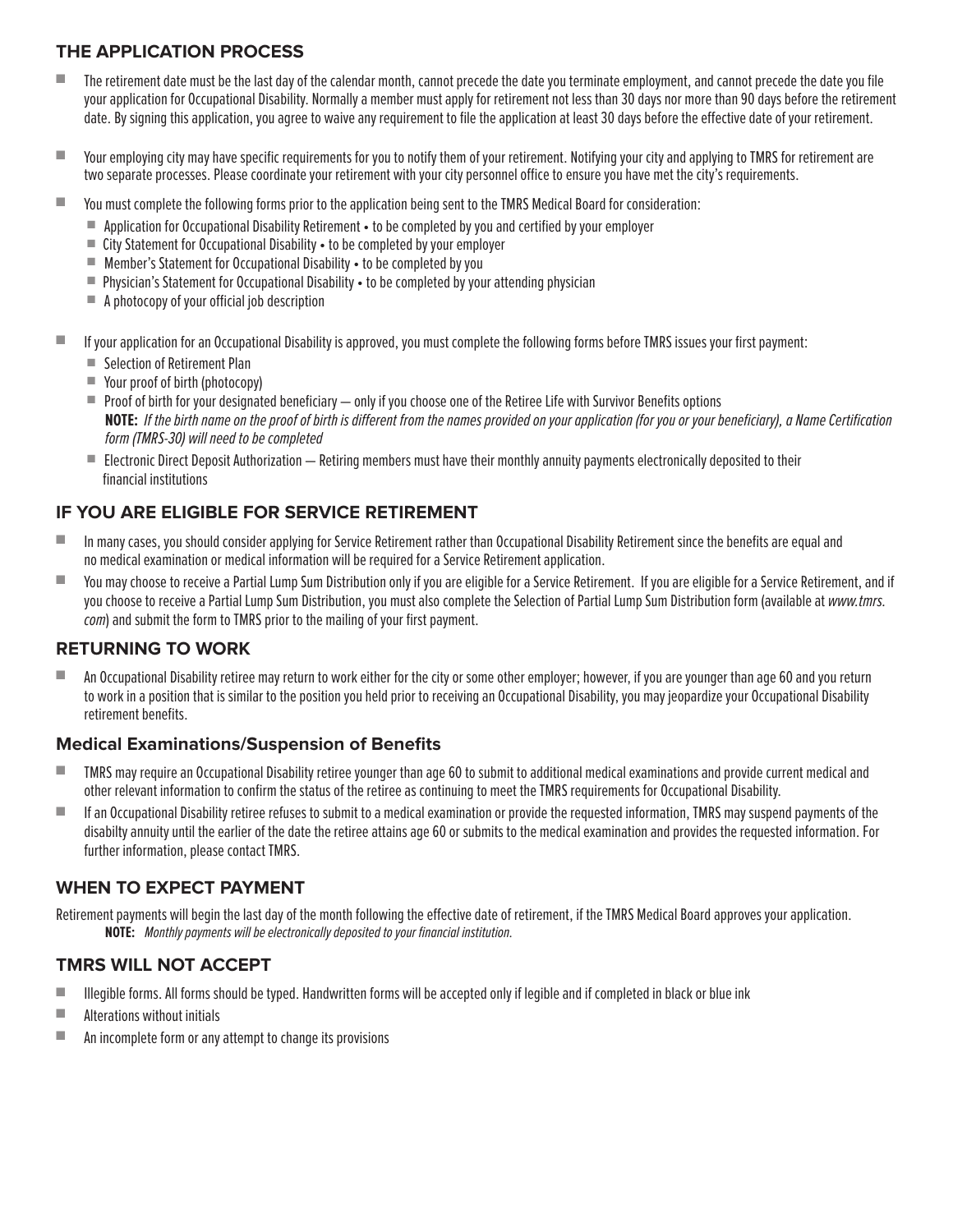## THE APPLICATION PROCESS

- The retirement date must be the last day of the calendar month, cannot precede the date you terminate employment, and cannot precede the date you file your application for Occupational Disability. Normally a member must apply for retirement not less than 30 days nor more than 90 days before the retirement date. By signing this application, you agree to waive any requirement to file the application at least 30 days before the effective date of your retirement.
- Your employing city may have specific requirements for you to notify them of your retirement. Notifying your city and applying to TMRS for retirement are two separate processes. Please coordinate your retirement with your city personnel office to ensure you have met the city's requirements.
- You must complete the following forms prior to the application being sent to the TMRS Medical Board for consideration:
  - Application for Occupational Disability Retirement • to be completed by you and certified by your employer
  - City Statement for Occupational Disability • to be completed by your employer
  - Member's Statement for Occupational Disability • to be completed by you
  - Physician's Statement for Occupational Disability • to be completed by your attending physician
  - A photocopy of your official job description
- If your application for an Occupational Disability is approved, you must complete the following forms before TMRS issues your first payment:
  - Selection of Retirement Plan
  - Your proof of birth (photocopy)
  - Proof of birth for your designated beneficiary — only if you choose one of the Retiree Life with Survivor Benefits options

    **NOTE:** *If the birth name on the proof of birth is different from the names provided on your application (for you or your beneficiary), a Name Certification form (TMRS-30) will need to be completed*
  - Electronic Direct Deposit Authorization — Retiring members must have their monthly annuity payments electronically deposited to their financial institutions

## IF YOU ARE ELIGIBLE FOR SERVICE RETIREMENT

- In many cases, you should consider applying for Service Retirement rather than Occupational Disability Retirement since the benefits are equal and no medical examination or medical information will be required for a Service Retirement application.
- You may choose to receive a Partial Lump Sum Distribution only if you are eligible for a Service Retirement. If you are eligible for a Service Retirement, and if you choose to receive a Partial Lump Sum Distribution, you must also complete the Selection of Partial Lump Sum Distribution form (available at *www.tmrs.com*) and submit the form to TMRS prior to the mailing of your first payment.

## RETURNING TO WORK

- An Occupational Disability retiree may return to work either for the city or some other employer; however, if you are younger than age 60 and you return to work in a position that is similar to the position you held prior to receiving an Occupational Disability, you may jeopardize your Occupational Disability retirement benefits.

### Medical Examinations/Suspension of Benefits

- TMRS may require an Occupational Disability retiree younger than age 60 to submit to additional medical examinations and provide current medical and other relevant information to confirm the status of the retiree as continuing to meet the TMRS requirements for Occupational Disability.
- If an Occupational Disability retiree refuses to submit to a medical examination or provide the requested information, TMRS may suspend payments of the disabilty annuity until the earlier of the date the retiree attains age 60 or submits to the medical examination and provides the requested information. For further information, please contact TMRS.

## WHEN TO EXPECT PAYMENT

Retirement payments will begin the last day of the month following the effective date of retirement, if the TMRS Medical Board approves your application.

**NOTE:** *Monthly payments will be electronically deposited to your financial institution.*

## TMRS WILL NOT ACCEPT

- Illegible forms. All forms should be typed. Handwritten forms will be accepted only if legible and if completed in black or blue ink
- Alterations without initials
- An incomplete form or any attempt to change its provisions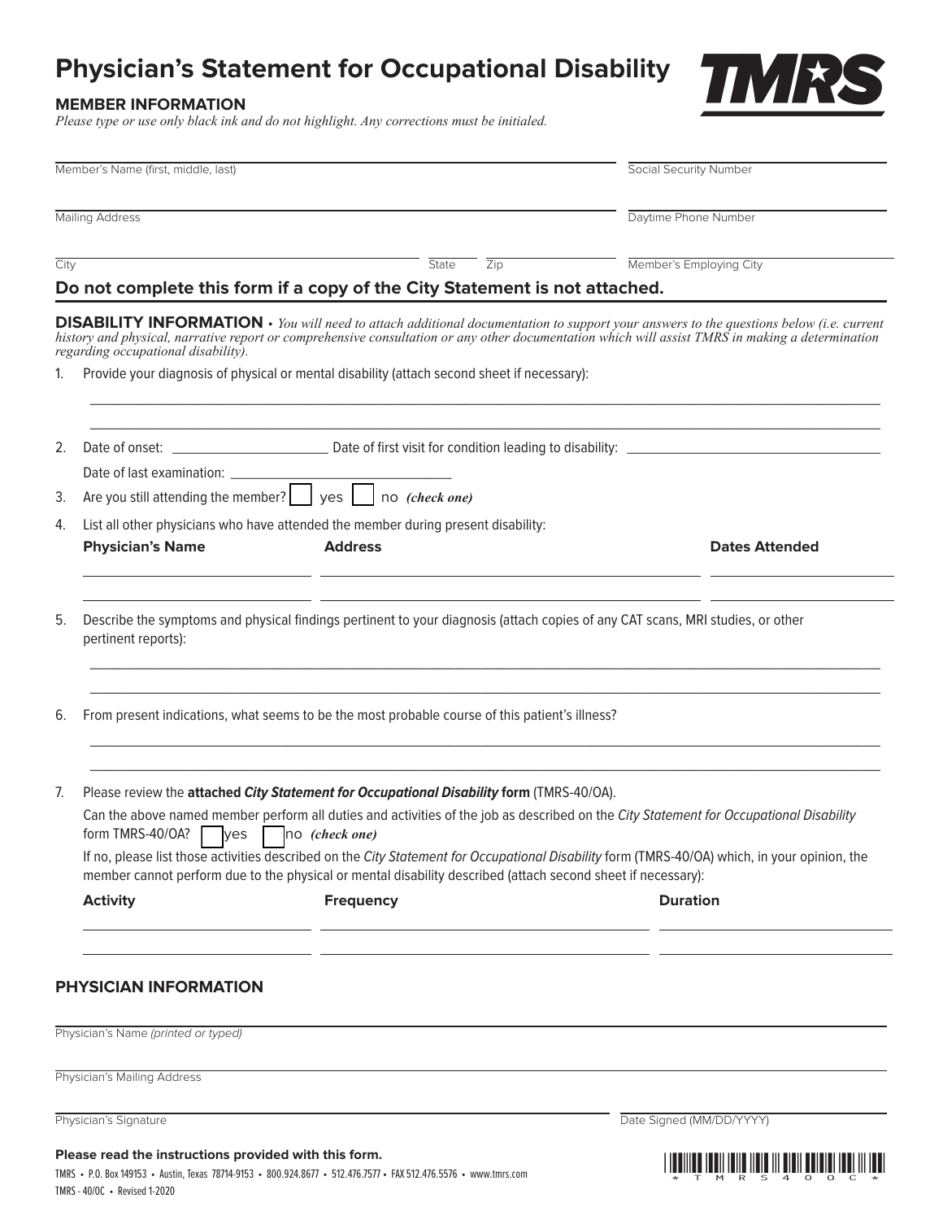# Physician's Statement for Occupational Disability

TMRS

## MEMBER INFORMATION

*Please type or use only black ink and do not highlight. Any corrections must be initialized.*

Member's Name (first, middle, last) ______________________ Social Security Number ______________________

Mailing Address ______________________ Daytime Phone Number ______________________

City ______________ State ______ Zip ______ Member's Employing City ______________________

**Do not complete this form if a copy of the City Statement is not attached.**

**DISABILITY INFORMATION** • *You will need to attach additional documentation to support your answers to the questions below (i.e. current history and physical, narrative report or comprehensive consultation or any other documentation which will assist TMRS in making a determination regarding occupational disability).*

1. Provide your diagnosis of physical or mental disability (attach second sheet if necessary):

   ______________________________________________

   ______________________________________________

2. Date of onset: ______________ Date of first visit for condition leading to disability: ______________

   Date of last examination: ______________

3. Are you still attending the member? ☐ yes ☐ no *(check one)*

4. List all other physicians who have attended the member during present disability:

| Physician's Name | Address | Dates Attended |
|---|---|---|
| | | |
| | | |

5. Describe the symptoms and physical findings pertinent to your diagnosis (attach copies of any CAT scans, MRI studies, or other pertinent reports):

   ______________________________________________

   ______________________________________________

6. From present indications, what seems to be the most probable course of this patient's illness?

   ______________________________________________

   ______________________________________________

7. Please review the **attached** ***City Statement for Occupational Disability*** **form** (TMRS-40/OA).

   Can the above named member perform all duties and activities of the job as described on the *City Statement for Occupational Disability* form TMRS-40/OA? ☐ yes ☐ no *(check one)*

   If no, please list those activities described on the *City Statement for Occupational Disability* form (TMRS-40/OA) which, in your opinion, the member cannot perform due to the physical or mental disability described (attach second sheet if necessary):

| Activity | Frequency | Duration |
|---|---|---|
| | | |
| | | |

## PHYSICIAN INFORMATION

Physician's Name *(printed or typed)* ______________________________________________

Physician's Mailing Address ______________________________________________

Physician's Signature ______________________ Date Signed (MM/DD/YYYY) ______________

**Please read the instructions provided with this form.**

TMRS • P.O. Box 149153 • Austin, Texas 78714-9153 • 800.924.8677 • 512.476.7577 • FAX 512.476.5576 • www.tmrs.com

TMRS - 40/OC • Revised 1-2020

\*TMRS400C\*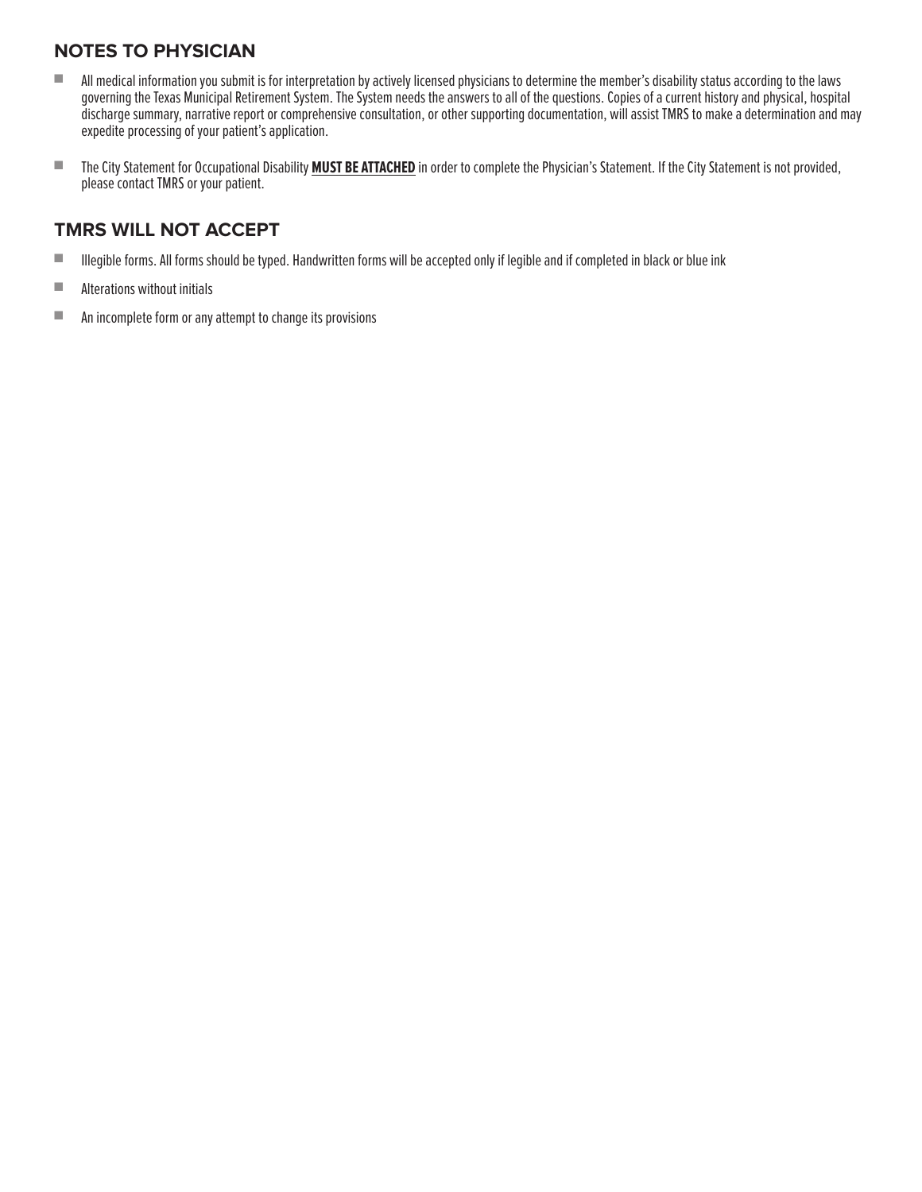## NOTES TO PHYSICIAN

- All medical information you submit is for interpretation by actively licensed physicians to determine the member's disability status according to the laws governing the Texas Municipal Retirement System. The System needs the answers to all of the questions. Copies of a current history and physical, hospital discharge summary, narrative report or comprehensive consultation, or other supporting documentation, will assist TMRS to make a determination and may expedite processing of your patient's application.
- The City Statement for Occupational Disability **MUST BE ATTACHED** in order to complete the Physician's Statement. If the City Statement is not provided, please contact TMRS or your patient.

## TMRS WILL NOT ACCEPT

- Illegible forms. All forms should be typed. Handwritten forms will be accepted only if legible and if completed in black or blue ink
- Alterations without initials
- An incomplete form or any attempt to change its provisions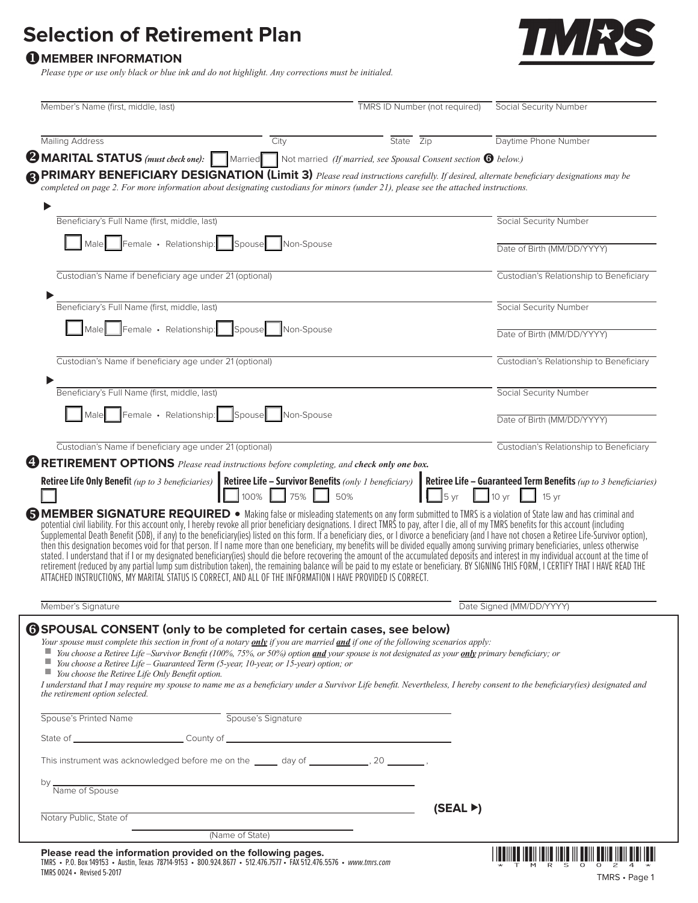# Selection of Retirement Plan

TMRS

## ❶ MEMBER INFORMATION

*Please type or use only black or blue ink and do not highlight. Any corrections must be initialed.*

| Member's Name (first, middle, last) | TMRS ID Number (not required) | Social Security Number |
|---|---|---|
| | | |

| Mailing Address | City | State | Zip | Daytime Phone Number |
|---|---|---|---|---|
| | | | | |

## ❷ MARITAL STATUS *(must check one):* ☐ Married ☐ Not married *(If married, see Spousal Consent section ❻ below.)*

## ❸ PRIMARY BENEFICIARY DESIGNATION (Limit 3)

*Please read instructions carefully. If desired, alternate beneficiary designations may be completed on page 2. For more information about designating custodians for minors (under 21), please see the attached instructions.*

▶ Beneficiary's Full Name (first, middle, last) ____________ Social Security Number ____________

☐ Male ☐ Female • Relationship: ☐ Spouse ☐ Non-Spouse Date of Birth (MM/DD/YYYY) ____________

Custodian's Name if beneficiary age under 21 (optional) ____________ Custodian's Relationship to Beneficiary ____________

▶ Beneficiary's Full Name (first, middle, last) ____________ Social Security Number ____________

☐ Male ☐ Female • Relationship: ☐ Spouse ☐ Non-Spouse Date of Birth (MM/DD/YYYY) ____________

Custodian's Name if beneficiary age under 21 (optional) ____________ Custodian's Relationship to Beneficiary ____________

▶ Beneficiary's Full Name (first, middle, last) ____________ Social Security Number ____________

☐ Male ☐ Female • Relationship: ☐ Spouse ☐ Non-Spouse Date of Birth (MM/DD/YYYY) ____________

Custodian's Name if beneficiary age under 21 (optional) ____________ Custodian's Relationship to Beneficiary ____________

## ❹ RETIREMENT OPTIONS

*Please read instructions before completing, and **check only one box.***

| **Retiree Life Only Benefit** *(up to 3 beneficiaries)* | **Retiree Life – Survivor Benefits** *(only 1 beneficiary)* | **Retiree Life – Guaranteed Term Benefits** *(up to 3 beneficiaries)* |
|---|---|---|
| ☐ | ☐ 100% ☐ 75% ☐ 50% | ☐ 5 yr ☐ 10 yr ☐ 15 yr |

## ❺ MEMBER SIGNATURE REQUIRED

• Making false or misleading statements on any form submitted to TMRS is a violation of State law and has criminal and potential civil liability. For this account only, I hereby revoke all prior beneficiary designations. I direct TMRS to pay, after I die, all of my TMRS benefits for this account (including Supplemental Death Benefit (SDB), if any) to the beneficiary(ies) listed on this form. If a beneficiary dies, or I divorce a beneficiary (and I have not chosen a Retiree Life-Survivor option), then this designation becomes void for that person. If I name more than one beneficiary, my benefits will be divided equally among surviving primary beneficiaries, unless otherwise stated. I understand that if I or my designated beneficiary(ies) should die before recovering the amount of the accumulated deposits and interest in my individual account at the time of retirement (reduced by any partial lump sum distribution taken), the remaining balance will be paid to my estate or beneficiary. BY SIGNING THIS FORM, I CERTIFY THAT I HAVE READ THE ATTACHED INSTRUCTIONS, MY MARITAL STATUS IS CORRECT, AND ALL OF THE INFORMATION I HAVE PROVIDED IS CORRECT.

Member's Signature ____________ Date Signed (MM/DD/YYYY) ____________

## ❻ SPOUSAL CONSENT (only to be completed for certain cases, see below)

*Your spouse must complete this section in front of a notary **only** if you are married **and** if one of the following scenarios apply:*

- *You choose a Retiree Life –Survivor Benefit (100%, 75%, or 50%) option **and** your spouse is not designated as your **only** primary beneficiary; or*
- *You choose a Retiree Life – Guaranteed Term (5-year, 10-year, or 15-year) option; or*
- *You choose the Retiree Life Only Benefit option.*

*I understand that I may require my spouse to name me as a beneficiary under a Survivor Life benefit. Nevertheless, I hereby consent to the beneficiary(ies) designated and the retirement option selected.*

Spouse's Printed Name ____________ Spouse's Signature ____________

State of ____________ County of ____________

This instrument was acknowledged before me on the _____ day of ____________, 20 ________,

by ____________
Name of Spouse

Notary Public, State of ____________ **(SEAL ▶)**
(Name of State)

**Please read the information provided on the following pages.**

TMRS • P.O. Box 149153 • Austin, Texas 78714-9153 • 800.924.8677 • 512.476.7577 • FAX 512.476.5576 • *www.tmrs.com*

TMRS 0024 • Revised 5-2017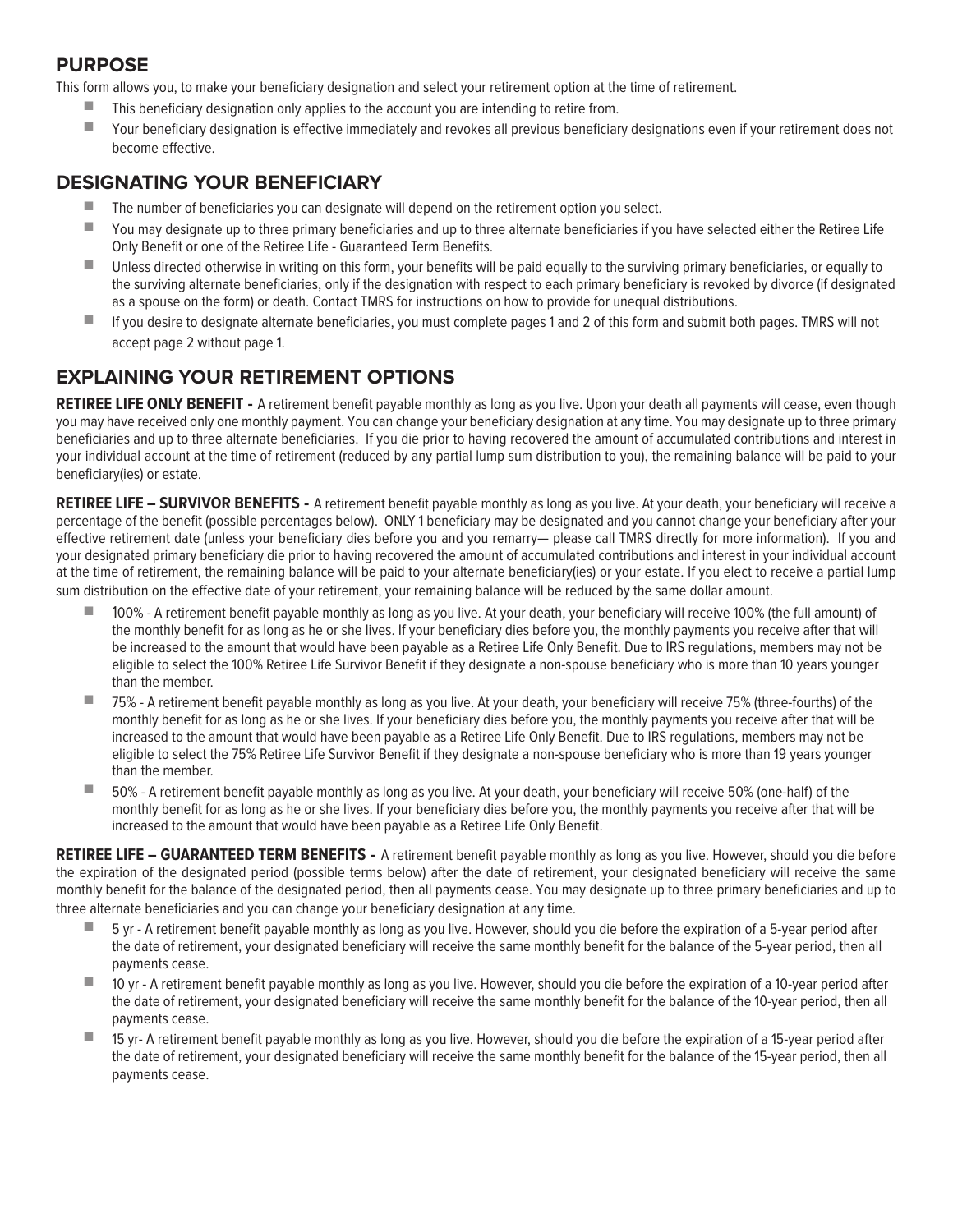## PURPOSE

This form allows you, to make your beneficiary designation and select your retirement option at the time of retirement.

- This beneficiary designation only applies to the account you are intending to retire from.
- Your beneficiary designation is effective immediately and revokes all previous beneficiary designations even if your retirement does not become effective.

## DESIGNATING YOUR BENEFICIARY

- The number of beneficiaries you can designate will depend on the retirement option you select.
- You may designate up to three primary beneficiaries and up to three alternate beneficiaries if you have selected either the Retiree Life Only Benefit or one of the Retiree Life - Guaranteed Term Benefits.
- Unless directed otherwise in writing on this form, your benefits will be paid equally to the surviving primary beneficiaries, or equally to the surviving alternate beneficiaries, only if the designation with respect to each primary beneficiary is revoked by divorce (if designated as a spouse on the form) or death. Contact TMRS for instructions on how to provide for unequal distributions.
- If you desire to designate alternate beneficiaries, you must complete pages 1 and 2 of this form and submit both pages. TMRS will not accept page 2 without page 1.

## EXPLAINING YOUR RETIREMENT OPTIONS

**RETIREE LIFE ONLY BENEFIT -** A retirement benefit payable monthly as long as you live. Upon your death all payments will cease, even though you may have received only one monthly payment. You can change your beneficiary designation at any time. You may designate up to three primary beneficiaries and up to three alternate beneficiaries. If you die prior to having recovered the amount of accumulated contributions and interest in your individual account at the time of retirement (reduced by any partial lump sum distribution to you), the remaining balance will be paid to your beneficiary(ies) or estate.

**RETIREE LIFE – SURVIVOR BENEFITS -** A retirement benefit payable monthly as long as you live. At your death, your beneficiary will receive a percentage of the benefit (possible percentages below). ONLY 1 beneficiary may be designated and you cannot change your beneficiary after your effective retirement date (unless your beneficiary dies before you and you remarry— please call TMRS directly for more information). If you and your designated primary beneficiary die prior to having recovered the amount of accumulated contributions and interest in your individual account at the time of retirement, the remaining balance will be paid to your alternate beneficiary(ies) or your estate. If you elect to receive a partial lump sum distribution on the effective date of your retirement, your remaining balance will be reduced by the same dollar amount.

- 100% - A retirement benefit payable monthly as long as you live. At your death, your beneficiary will receive 100% (the full amount) of the monthly benefit for as long as he or she lives. If your beneficiary dies before you, the monthly payments you receive after that will be increased to the amount that would have been payable as a Retiree Life Only Benefit. Due to IRS regulations, members may not be eligible to select the 100% Retiree Life Survivor Benefit if they designate a non-spouse beneficiary who is more than 10 years younger than the member.
- 75% - A retirement benefit payable monthly as long as you live. At your death, your beneficiary will receive 75% (three-fourths) of the monthly benefit for as long as he or she lives. If your beneficiary dies before you, the monthly payments you receive after that will be increased to the amount that would have been payable as a Retiree Life Only Benefit. Due to IRS regulations, members may not be eligible to select the 75% Retiree Life Survivor Benefit if they designate a non-spouse beneficiary who is more than 19 years younger than the member.
- 50% - A retirement benefit payable monthly as long as you live. At your death, your beneficiary will receive 50% (one-half) of the monthly benefit for as long as he or she lives. If your beneficiary dies before you, the monthly payments you receive after that will be increased to the amount that would have been payable as a Retiree Life Only Benefit.

**RETIREE LIFE – GUARANTEED TERM BENEFITS -** A retirement benefit payable monthly as long as you live. However, should you die before the expiration of the designated period (possible terms below) after the date of retirement, your designated beneficiary will receive the same monthly benefit for the balance of the designated period, then all payments cease. You may designate up to three primary beneficiaries and up to three alternate beneficiaries and you can change your beneficiary designation at any time.

- 5 yr - A retirement benefit payable monthly as long as you live. However, should you die before the expiration of a 5-year period after the date of retirement, your designated beneficiary will receive the same monthly benefit for the balance of the 5-year period, then all payments cease.
- 10 yr - A retirement benefit payable monthly as long as you live. However, should you die before the expiration of a 10-year period after the date of retirement, your designated beneficiary will receive the same monthly benefit for the balance of the 10-year period, then all payments cease.
- 15 yr- A retirement benefit payable monthly as long as you live. However, should you die before the expiration of a 15-year period after the date of retirement, your designated beneficiary will receive the same monthly benefit for the balance of the 15-year period, then all payments cease.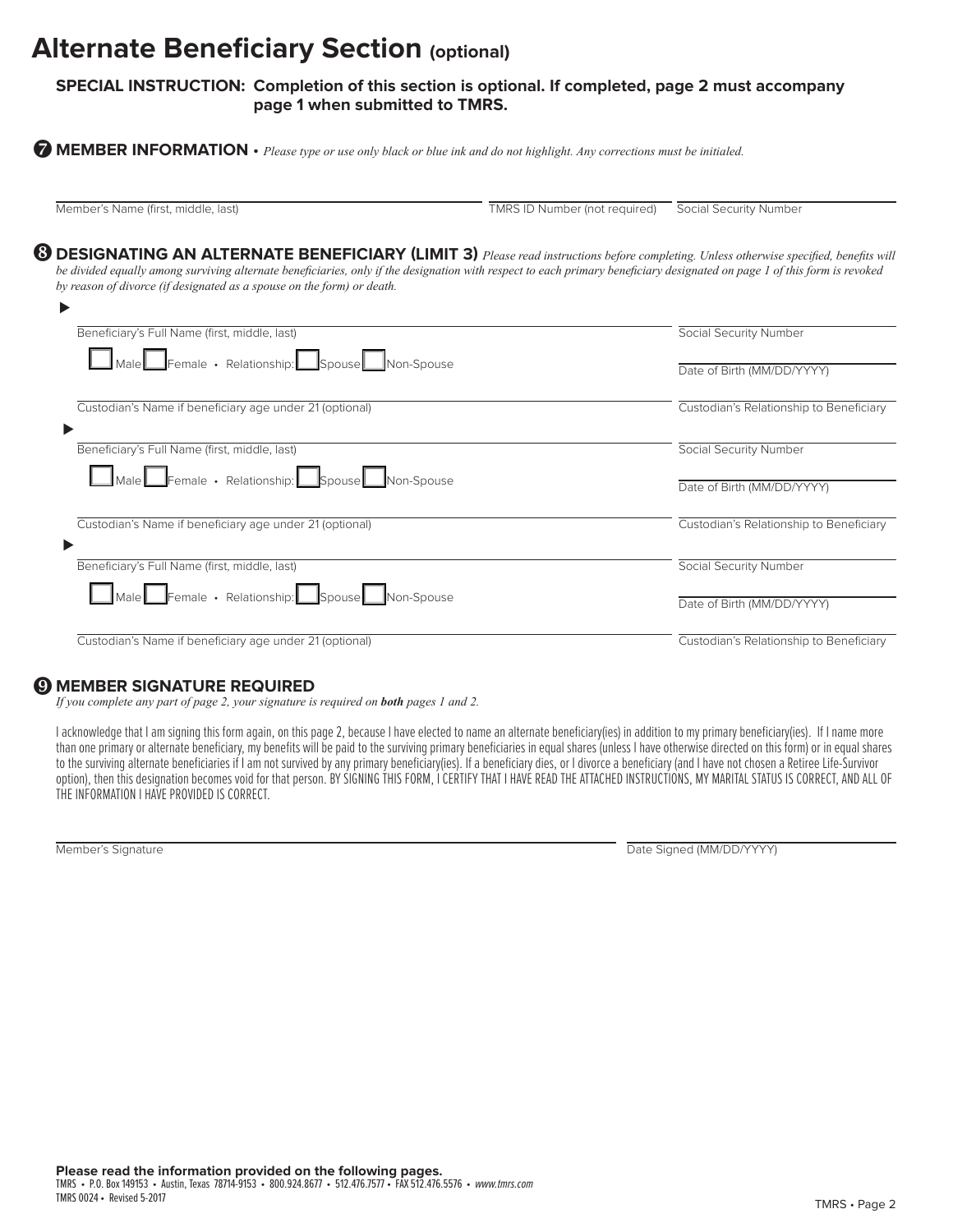# Alternate Beneficiary Section (optional)

**SPECIAL INSTRUCTION: Completion of this section is optional. If completed, page 2 must accompany page 1 when submitted to TMRS.**

## ❼ MEMBER INFORMATION • *Please type or use only black or blue ink and do not highlight. Any corrections must be initialed.*

Member's Name (first, middle, last) | TMRS ID Number (not required) | Social Security Number

## ❽ DESIGNATING AN ALTERNATE BENEFICIARY (LIMIT 3) *Please read instructions before completing. Unless otherwise specified, benefits will be divided equally among surviving alternate beneficiaries, only if the designation with respect to each primary beneficiary designated on page 1 of this form is revoked by reason of divorce (if designated as a spouse on the form) or death.*

▶

Beneficiary's Full Name (first, middle, last) | Social Security Number

☐ Male ☐ Female • Relationship: ☐ Spouse ☐ Non-Spouse | Date of Birth (MM/DD/YYYY)

Custodian's Name if beneficiary age under 21 (optional) | Custodian's Relationship to Beneficiary

▶

Beneficiary's Full Name (first, middle, last) | Social Security Number

☐ Male ☐ Female • Relationship: ☐ Spouse ☐ Non-Spouse | Date of Birth (MM/DD/YYYY)

Custodian's Name if beneficiary age under 21 (optional) | Custodian's Relationship to Beneficiary

▶

Beneficiary's Full Name (first, middle, last) | Social Security Number

☐ Male ☐ Female • Relationship: ☐ Spouse ☐ Non-Spouse | Date of Birth (MM/DD/YYYY)

Custodian's Name if beneficiary age under 21 (optional) | Custodian's Relationship to Beneficiary

## ❾ MEMBER SIGNATURE REQUIRED

*If you complete any part of page 2, your signature is required on* ***both*** *pages 1 and 2.*

I acknowledge that I am signing this form again, on this page 2, because I have elected to name an alternate beneficiary(ies) in addition to my primary beneficiary(ies). If I name more than one primary or alternate beneficiary, my benefits will be paid to the surviving primary beneficiaries in equal shares (unless I have otherwise directed on this form) or in equal shares to the surviving alternate beneficiaries if I am not survived by any primary beneficiary(ies). If a beneficiary dies, or I divorce a beneficiary (and I have not chosen a Retiree Life-Survivor option), then this designation becomes void for that person. BY SIGNING THIS FORM, I CERTIFY THAT I HAVE READ THE ATTACHED INSTRUCTIONS, MY MARITAL STATUS IS CORRECT, AND ALL OF THE INFORMATION I HAVE PROVIDED IS CORRECT.

Member's Signature | Date Signed (MM/DD/YYYY)

**Please read the information provided on the following pages.**

TMRS • P.O. Box 149153 • Austin, Texas 78714-9153 • 800.924.8677 • 512.476.7577 • FAX 512.476.5576 • *www.tmrs.com*

TMRS 0024 • Revised 5-2017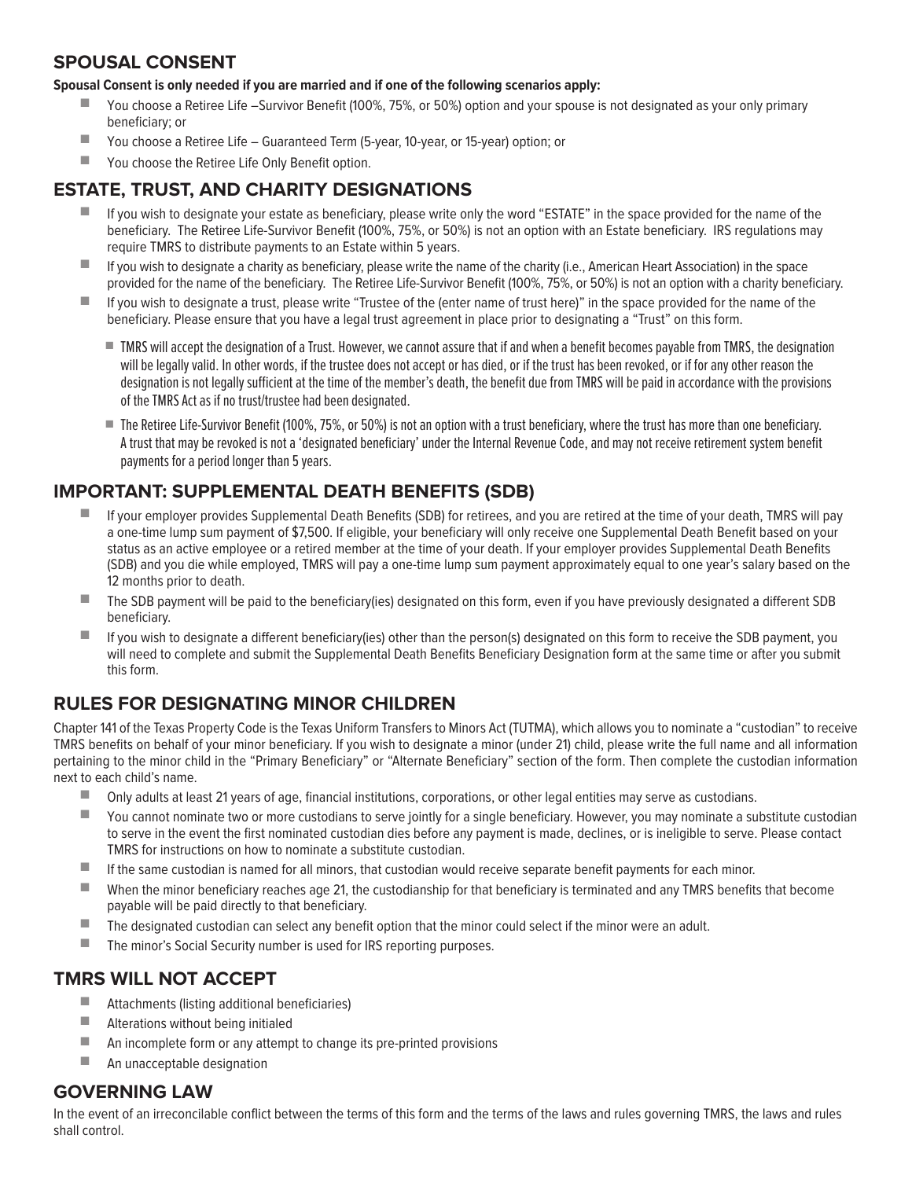## SPOUSAL CONSENT

**Spousal Consent is only needed if you are married and if one of the following scenarios apply:**

- You choose a Retiree Life –Survivor Benefit (100%, 75%, or 50%) option and your spouse is not designated as your only primary beneficiary; or
- You choose a Retiree Life – Guaranteed Term (5-year, 10-year, or 15-year) option; or
- You choose the Retiree Life Only Benefit option.

## ESTATE, TRUST, AND CHARITY DESIGNATIONS

- If you wish to designate your estate as beneficiary, please write only the word "ESTATE" in the space provided for the name of the beneficiary. The Retiree Life-Survivor Benefit (100%, 75%, or 50%) is not an option with an Estate beneficiary. IRS regulations may require TMRS to distribute payments to an Estate within 5 years.
- If you wish to designate a charity as beneficiary, please write the name of the charity (i.e., American Heart Association) in the space provided for the name of the beneficiary. The Retiree Life-Survivor Benefit (100%, 75%, or 50%) is not an option with a charity beneficiary.
- If you wish to designate a trust, please write "Trustee of the (enter name of trust here)" in the space provided for the name of the beneficiary. Please ensure that you have a legal trust agreement in place prior to designating a "Trust" on this form.
  - TMRS will accept the designation of a Trust. However, we cannot assure that if and when a benefit becomes payable from TMRS, the designation will be legally valid. In other words, if the trustee does not accept or has died, or if the trust has been revoked, or if for any other reason the designation is not legally sufficient at the time of the member's death, the benefit due from TMRS will be paid in accordance with the provisions of the TMRS Act as if no trust/trustee had been designated.
  - The Retiree Life-Survivor Benefit (100%, 75%, or 50%) is not an option with a trust beneficiary, where the trust has more than one beneficiary. A trust that may be revoked is not a 'designated beneficiary' under the Internal Revenue Code, and may not receive retirement system benefit payments for a period longer than 5 years.

## IMPORTANT: SUPPLEMENTAL DEATH BENEFITS (SDB)

- If your employer provides Supplemental Death Benefits (SDB) for retirees, and you are retired at the time of your death, TMRS will pay a one-time lump sum payment of $7,500. If eligible, your beneficiary will only receive one Supplemental Death Benefit based on your status as an active employee or a retired member at the time of your death. If your employer provides Supplemental Death Benefits (SDB) and you die while employed, TMRS will pay a one-time lump sum payment approximately equal to one year's salary based on the 12 months prior to death.
- The SDB payment will be paid to the beneficiary(ies) designated on this form, even if you have previously designated a different SDB beneficiary.
- If you wish to designate a different beneficiary(ies) other than the person(s) designated on this form to receive the SDB payment, you will need to complete and submit the Supplemental Death Benefits Beneficiary Designation form at the same time or after you submit this form.

## RULES FOR DESIGNATING MINOR CHILDREN

Chapter 141 of the Texas Property Code is the Texas Uniform Transfers to Minors Act (TUTMA), which allows you to nominate a "custodian" to receive TMRS benefits on behalf of your minor beneficiary. If you wish to designate a minor (under 21) child, please write the full name and all information pertaining to the minor child in the "Primary Beneficiary" or "Alternate Beneficiary" section of the form. Then complete the custodian information next to each child's name.

- Only adults at least 21 years of age, financial institutions, corporations, or other legal entities may serve as custodians.
- You cannot nominate two or more custodians to serve jointly for a single beneficiary. However, you may nominate a substitute custodian to serve in the event the first nominated custodian dies before any payment is made, declines, or is ineligible to serve. Please contact TMRS for instructions on how to nominate a substitute custodian.
- If the same custodian is named for all minors, that custodian would receive separate benefit payments for each minor.
- When the minor beneficiary reaches age 21, the custodianship for that beneficiary is terminated and any TMRS benefits that become payable will be paid directly to that beneficiary.
- The designated custodian can select any benefit option that the minor could select if the minor were an adult.
- The minor's Social Security number is used for IRS reporting purposes.

## TMRS WILL NOT ACCEPT

- Attachments (listing additional beneficiaries)
- Alterations without being initialed
- An incomplete form or any attempt to change its pre-printed provisions
- An unacceptable designation

## GOVERNING LAW

In the event of an irreconcilable conflict between the terms of this form and the terms of the laws and rules governing TMRS, the laws and rules shall control.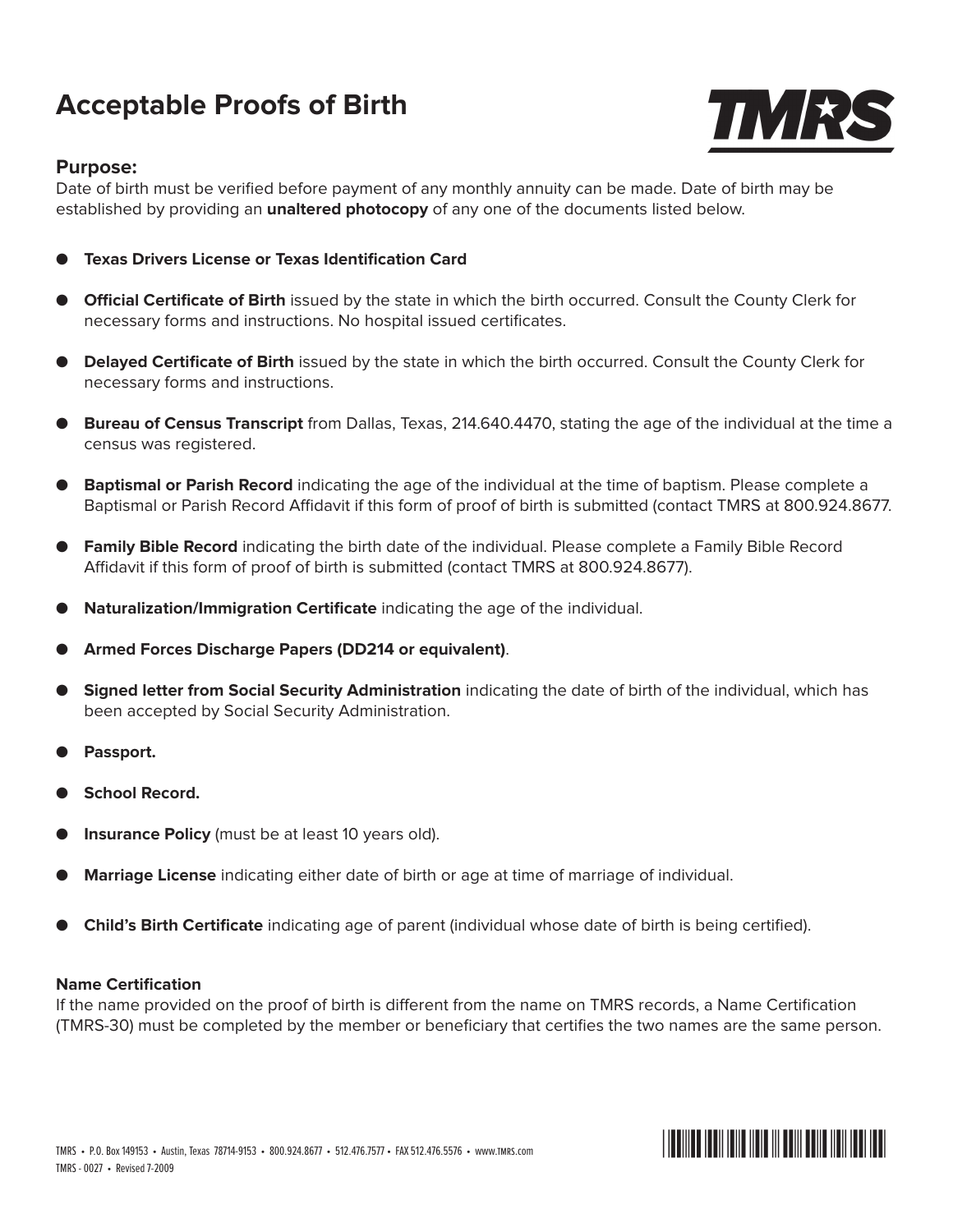# Acceptable Proofs of Birth

## Purpose:

Date of birth must be verified before payment of any monthly annuity can be made. Date of birth may be established by providing an **unaltered photocopy** of any one of the documents listed below.

- **Texas Drivers License or Texas Identification Card**
- **Official Certificate of Birth** issued by the state in which the birth occurred. Consult the County Clerk for necessary forms and instructions. No hospital issued certificates.
- **Delayed Certificate of Birth** issued by the state in which the birth occurred. Consult the County Clerk for necessary forms and instructions.
- **Bureau of Census Transcript** from Dallas, Texas, 214.640.4470, stating the age of the individual at the time a census was registered.
- **Baptismal or Parish Record** indicating the age of the individual at the time of baptism. Please complete a Baptismal or Parish Record Affidavit if this form of proof of birth is submitted (contact TMRS at 800.924.8677.
- **Family Bible Record** indicating the birth date of the individual. Please complete a Family Bible Record Affidavit if this form of proof of birth is submitted (contact TMRS at 800.924.8677).
- **Naturalization/Immigration Certificate** indicating the age of the individual.
- **Armed Forces Discharge Papers (DD214 or equivalent)**.
- **Signed letter from Social Security Administration** indicating the date of birth of the individual, which has been accepted by Social Security Administration.
- **Passport.**
- **School Record.**
- **Insurance Policy** (must be at least 10 years old).
- **Marriage License** indicating either date of birth or age at time of marriage of individual.
- **Child's Birth Certificate** indicating age of parent (individual whose date of birth is being certified).

**Name Certification**

If the name provided on the proof of birth is different from the name on TMRS records, a Name Certification (TMRS-30) must be completed by the member or beneficiary that certifies the two names are the same person.

TMRS • P.O. Box 149153 • Austin, Texas 78714-9153 • 800.924.8677 • 512.476.7577 • FAX 512.476.5576 • www.TMRS.com
TMRS - 0027 • Revised 7-2009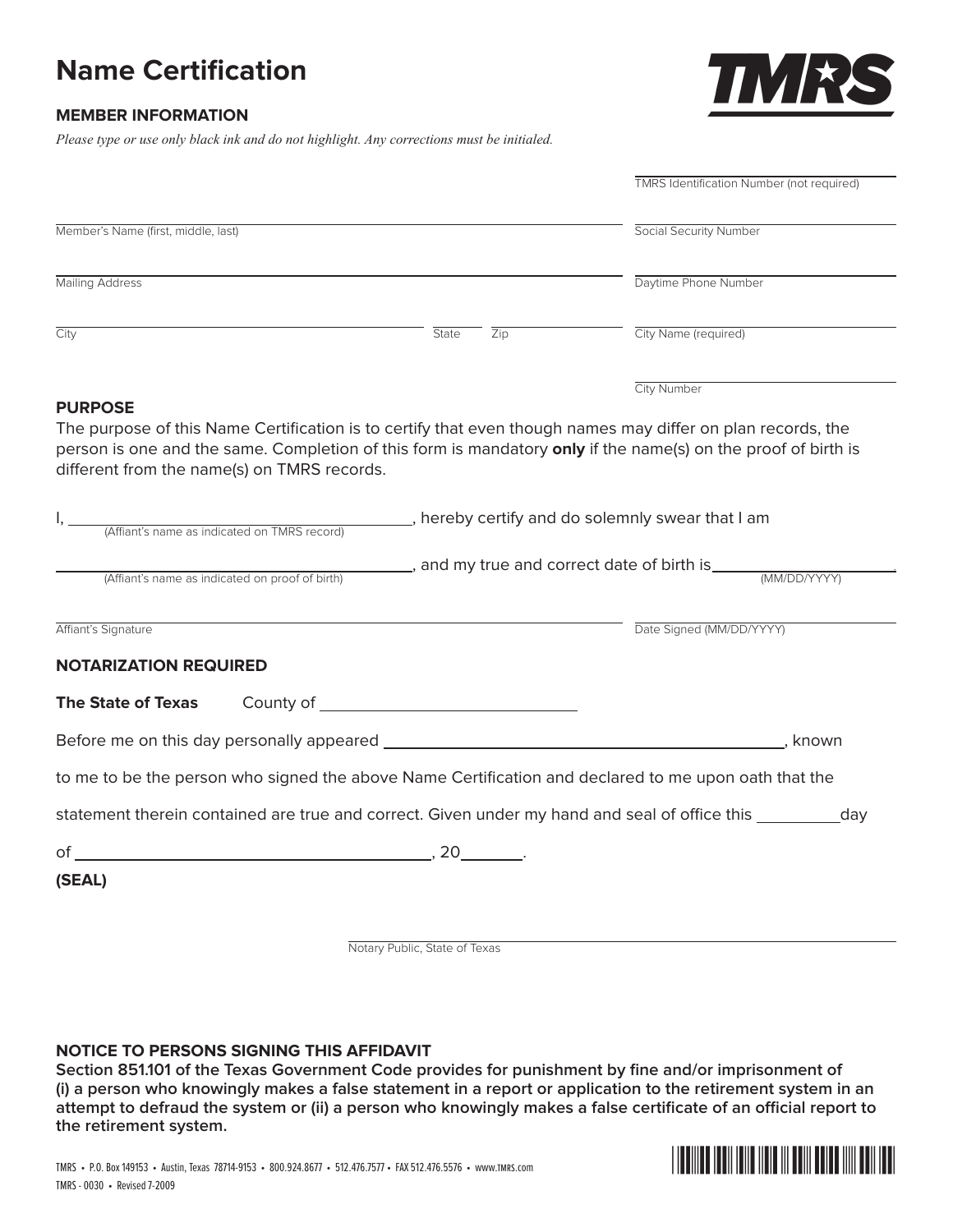# Name Certification

TMRS

## MEMBER INFORMATION

*Please type or use only black ink and do not highlight. Any corrections must be initialized.*

| | |
|---|---|
| | TMRS Identification Number (not required) |
| Member's Name (first, middle, last) | Social Security Number |
| Mailing Address | Daytime Phone Number |
| City / State / Zip | City Name (required) |
| | City Number |

## PURPOSE

The purpose of this Name Certification is to certify that even though names may differ on plan records, the person is one and the same. Completion of this form is mandatory **only** if the name(s) on the proof of birth is different from the name(s) on TMRS records.

I, \_\_\_\_\_\_\_\_\_\_\_\_\_\_\_\_\_\_\_\_\_\_\_\_\_\_\_\_\_\_ (Affiant's name as indicated on TMRS record), hereby certify and do solemnly swear that I am

\_\_\_\_\_\_\_\_\_\_\_\_\_\_\_\_\_\_\_\_\_\_\_\_\_\_\_\_\_\_ (Affiant's name as indicated on proof of birth), and my true and correct date of birth is \_\_\_\_\_\_\_\_\_\_\_\_\_\_ (MM/DD/YYYY).

Affiant's Signature \_\_\_\_\_\_\_\_\_\_\_\_\_\_\_\_\_\_\_\_ Date Signed (MM/DD/YYYY) \_\_\_\_\_\_\_\_\_\_

## NOTARIZATION REQUIRED

**The State of Texas** County of \_\_\_\_\_\_\_\_\_\_\_\_\_\_\_\_\_\_\_\_

Before me on this day personally appeared \_\_\_\_\_\_\_\_\_\_\_\_\_\_\_\_\_\_\_\_\_\_\_\_\_\_\_\_\_\_, known to me to be the person who signed the above Name Certification and declared to me upon oath that the statement therein contained are true and correct. Given under my hand and seal of office this \_\_\_\_\_\_\_\_ day of \_\_\_\_\_\_\_\_\_\_\_\_\_\_\_\_\_\_\_\_, 20\_\_\_\_\_\_.

**(SEAL)**

\_\_\_\_\_\_\_\_\_\_\_\_\_\_\_\_\_\_\_\_\_\_\_\_\_\_\_\_\_\_
Notary Public, State of Texas

## NOTICE TO PERSONS SIGNING THIS AFFIDAVIT

**Section 851.101 of the Texas Government Code provides for punishment by fine and/or imprisonment of (i) a person who knowingly makes a false statement in a report or application to the retirement system in an attempt to defraud the system or (ii) a person who knowingly makes a false certificate of an official report to the retirement system.**

TMRS • P.O. Box 149153 • Austin, Texas 78714-9153 • 800.924.8677 • 512.476.7577 • FAX 512.476.5576 • www.TMRS.com
TMRS - 0030 • Revised 7-2009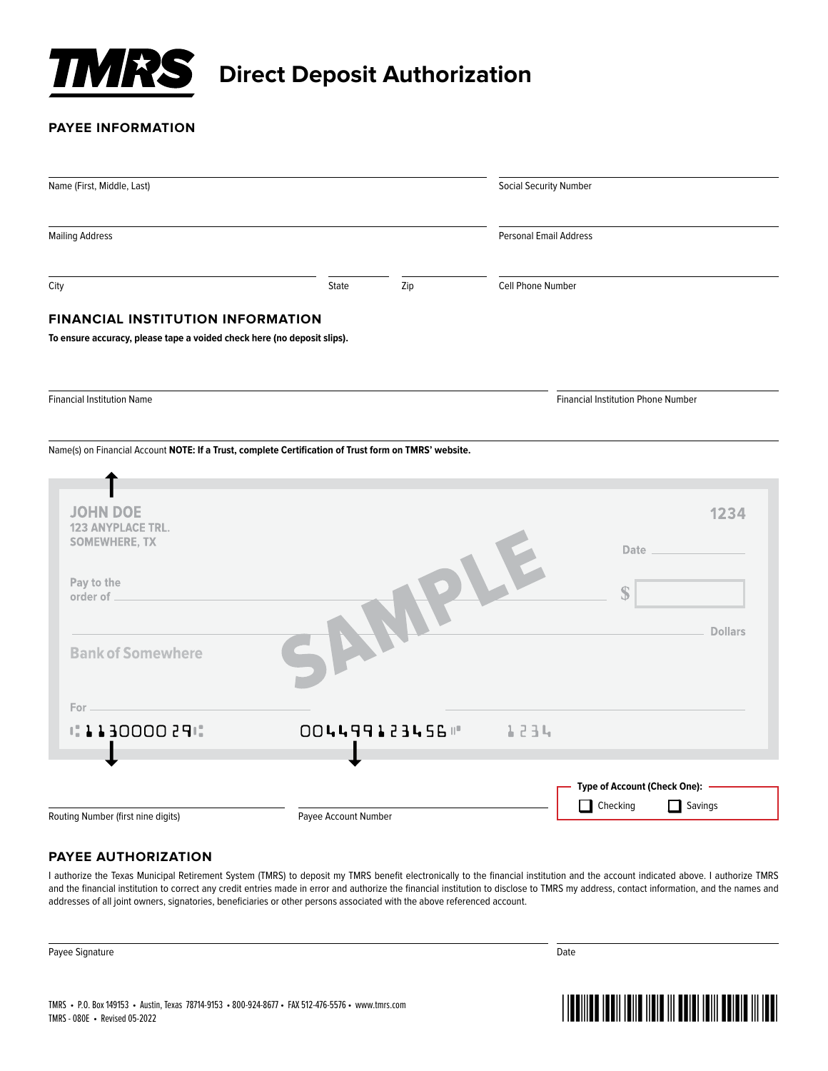# TMRS Direct Deposit Authorization

## PAYEE INFORMATION

Name (First, Middle, Last)

Social Security Number

Mailing Address

Personal Email Address

City

State

Zip

Cell Phone Number

## FINANCIAL INSTITUTION INFORMATION

**To ensure accuracy, please tape a voided check here (no deposit slips).**

Financial Institution Name

Financial Institution Phone Number

Name(s) on Financial Account **NOTE: If a Trust, complete Certification of Trust form on TMRS' website.**

JOHN DOE
123 ANYPLACE TRL.
SOMEWHERE, TX

1234

Date

Pay to the order of

$

Dollars

Bank of Somewhere

SAMPLE

For

⑆113000029⑆ 00449912345 6⑈ 1234

Routing Number (first nine digits)

Payee Account Number

**Type of Account (Check One):**

☐ Checking ☐ Savings

## PAYEE AUTHORIZATION

I authorize the Texas Municipal Retirement System (TMRS) to deposit my TMRS benefit electronically to the financial institution and the account indicated above. I authorize TMRS and the financial institution to correct any credit entries made in error and authorize the financial institution to disclose to TMRS my address, contact information, and the names and addresses of all joint owners, signatories, beneficiaries or other persons associated with the above referenced account.

Payee Signature

Date

TMRS • P.O. Box 149153 • Austin, Texas 78714-9153 • 800-924-8677 • FAX 512-476-5576 • www.tmrs.com
TMRS - 080E • Revised 05-2022